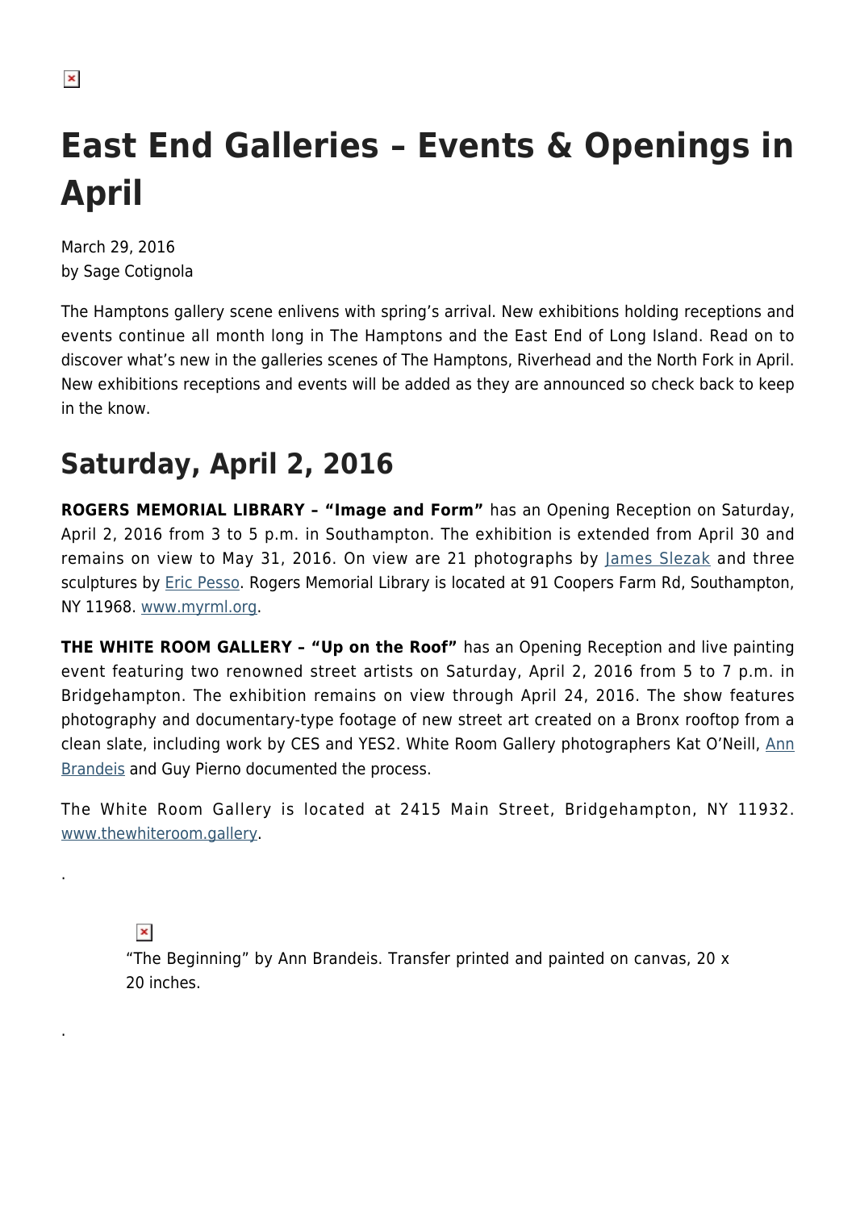# East End Galleries – Events & Openings in April

March 29, 2016
by Sage Cotignola

The Hamptons gallery scene enlivens with spring's arrival. New exhibitions holding receptions and events continue all month long in The Hamptons and the East End of Long Island. Read on to discover what's new in the galleries scenes of The Hamptons, Riverhead and the North Fork in April. New exhibitions receptions and events will be added as they are announced so check back to keep in the know.

## Saturday, April 2, 2016

**ROGERS MEMORIAL LIBRARY – "Image and Form"** has an Opening Reception on Saturday, April 2, 2016 from 3 to 5 p.m. in Southampton. The exhibition is extended from April 30 and remains on view to May 31, 2016. On view are 21 photographs by James Slezak and three sculptures by Eric Pesso. Rogers Memorial Library is located at 91 Coopers Farm Rd, Southampton, NY 11968. www.myrml.org.

**THE WHITE ROOM GALLERY – "Up on the Roof"** has an Opening Reception and live painting event featuring two renowned street artists on Saturday, April 2, 2016 from 5 to 7 p.m. in Bridgehampton. The exhibition remains on view through April 24, 2016. The show features photography and documentary-type footage of new street art created on a Bronx rooftop from a clean slate, including work by CES and YES2. White Room Gallery photographers Kat O'Neill, Ann Brandeis and Guy Pierno documented the process.

The White Room Gallery is located at 2415 Main Street, Bridgehampton, NY 11932. www.thewhiteroom.gallery.

.

"The Beginning" by Ann Brandeis. Transfer printed and painted on canvas, 20 x 20 inches.

.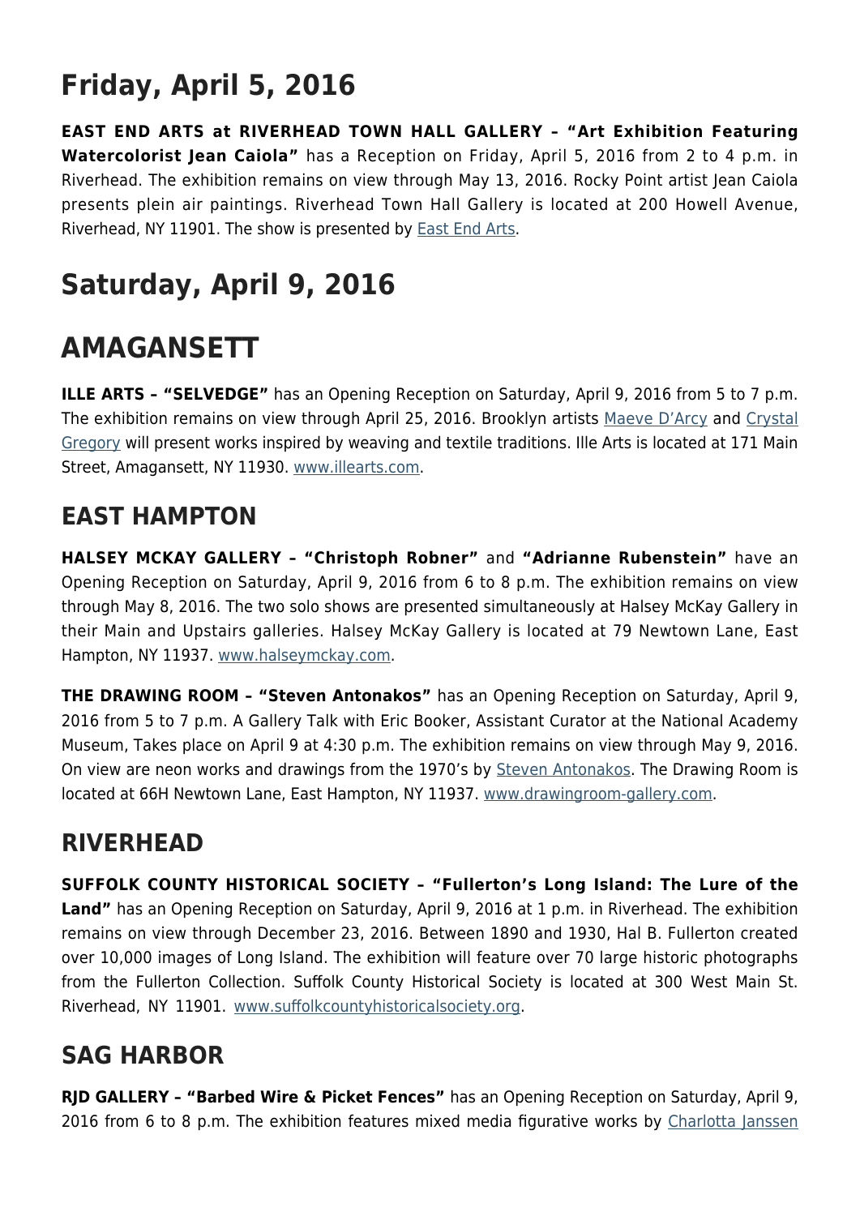# Friday, April 5, 2016

**EAST END ARTS at RIVERHEAD TOWN HALL GALLERY – "Art Exhibition Featuring Watercolorist Jean Caiola"** has a Reception on Friday, April 5, 2016 from 2 to 4 p.m. in Riverhead. The exhibition remains on view through May 13, 2016. Rocky Point artist Jean Caiola presents plein air paintings. Riverhead Town Hall Gallery is located at 200 Howell Avenue, Riverhead, NY 11901. The show is presented by East End Arts.

# Saturday, April 9, 2016

# AMAGANSETT

**ILLE ARTS – "SELVEDGE"** has an Opening Reception on Saturday, April 9, 2016 from 5 to 7 p.m. The exhibition remains on view through April 25, 2016. Brooklyn artists Maeve D'Arcy and Crystal Gregory will present works inspired by weaving and textile traditions. Ille Arts is located at 171 Main Street, Amagansett, NY 11930. www.illearts.com.

## EAST HAMPTON

**HALSEY MCKAY GALLERY – "Christoph Robner"** and **"Adrianne Rubenstein"** have an Opening Reception on Saturday, April 9, 2016 from 6 to 8 p.m. The exhibition remains on view through May 8, 2016. The two solo shows are presented simultaneously at Halsey McKay Gallery in their Main and Upstairs galleries. Halsey McKay Gallery is located at 79 Newtown Lane, East Hampton, NY 11937. www.halseymckay.com.

**THE DRAWING ROOM – "Steven Antonakos"** has an Opening Reception on Saturday, April 9, 2016 from 5 to 7 p.m. A Gallery Talk with Eric Booker, Assistant Curator at the National Academy Museum, Takes place on April 9 at 4:30 p.m. The exhibition remains on view through May 9, 2016. On view are neon works and drawings from the 1970's by Steven Antonakos. The Drawing Room is located at 66H Newtown Lane, East Hampton, NY 11937. www.drawingroom-gallery.com.

## RIVERHEAD

**SUFFOLK COUNTY HISTORICAL SOCIETY – "Fullerton's Long Island: The Lure of the Land"** has an Opening Reception on Saturday, April 9, 2016 at 1 p.m. in Riverhead. The exhibition remains on view through December 23, 2016. Between 1890 and 1930, Hal B. Fullerton created over 10,000 images of Long Island. The exhibition will feature over 70 large historic photographs from the Fullerton Collection. Suffolk County Historical Society is located at 300 West Main St. Riverhead, NY 11901. www.suffolkcountyhistoricalsociety.org.

## SAG HARBOR

**RJD GALLERY – "Barbed Wire & Picket Fences"** has an Opening Reception on Saturday, April 9, 2016 from 6 to 8 p.m. The exhibition features mixed media figurative works by Charlotta Janssen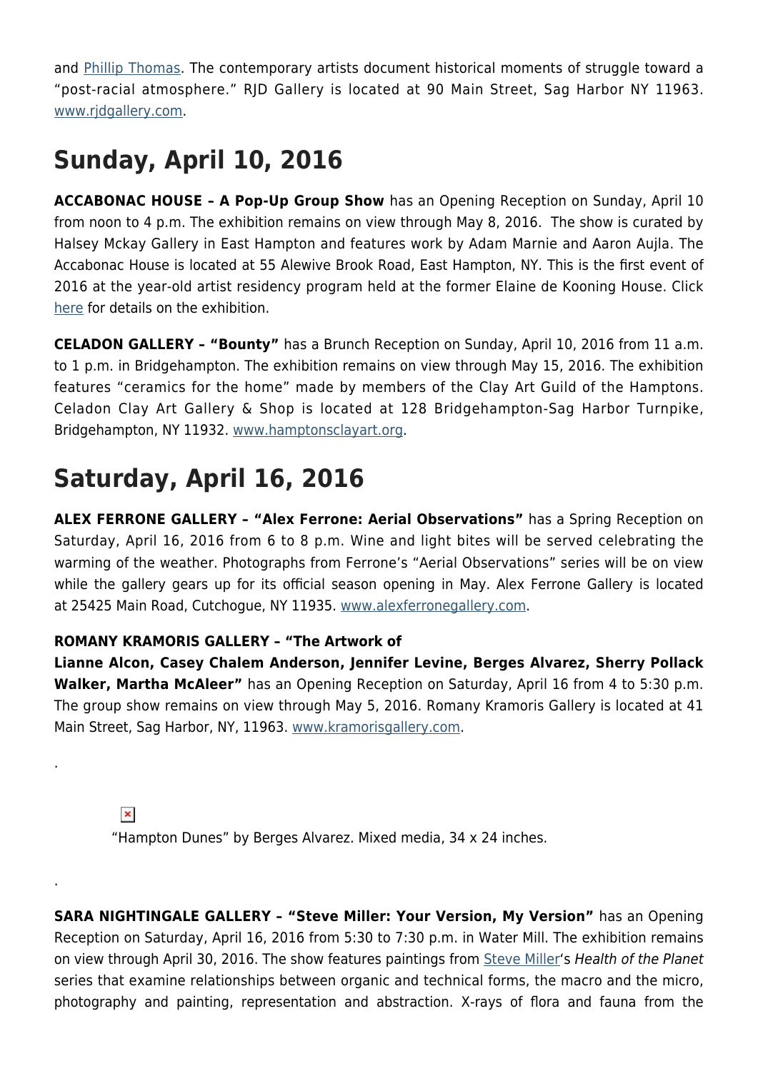and Phillip Thomas. The contemporary artists document historical moments of struggle toward a "post-racial atmosphere." RJD Gallery is located at 90 Main Street, Sag Harbor NY 11963. www.rjdgallery.com.

# Sunday, April 10, 2016

**ACCABONAC HOUSE – A Pop-Up Group Show** has an Opening Reception on Sunday, April 10 from noon to 4 p.m. The exhibition remains on view through May 8, 2016. The show is curated by Halsey Mckay Gallery in East Hampton and features work by Adam Marnie and Aaron Aujla. The Accabonac House is located at 55 Alewive Brook Road, East Hampton, NY. This is the first event of 2016 at the year-old artist residency program held at the former Elaine de Kooning House. Click here for details on the exhibition.

**CELADON GALLERY – "Bounty"** has a Brunch Reception on Sunday, April 10, 2016 from 11 a.m. to 1 p.m. in Bridgehampton. The exhibition remains on view through May 15, 2016. The exhibition features "ceramics for the home" made by members of the Clay Art Guild of the Hamptons. Celadon Clay Art Gallery & Shop is located at 128 Bridgehampton-Sag Harbor Turnpike, Bridgehampton, NY 11932. www.hamptonsclayart.org.

# Saturday, April 16, 2016

**ALEX FERRONE GALLERY – "Alex Ferrone: Aerial Observations"** has a Spring Reception on Saturday, April 16, 2016 from 6 to 8 p.m. Wine and light bites will be served celebrating the warming of the weather. Photographs from Ferrone's "Aerial Observations" series will be on view while the gallery gears up for its official season opening in May. Alex Ferrone Gallery is located at 25425 Main Road, Cutchogue, NY 11935. www.alexferronegallery.com.

**ROMANY KRAMORIS GALLERY – "The Artwork of Lianne Alcon, Casey Chalem Anderson, Jennifer Levine, Berges Alvarez, Sherry Pollack Walker, Martha McAleer"** has an Opening Reception on Saturday, April 16 from 4 to 5:30 p.m. The group show remains on view through May 5, 2016. Romany Kramoris Gallery is located at 41 Main Street, Sag Harbor, NY, 11963. www.kramorisgallery.com.

.

"Hampton Dunes" by Berges Alvarez. Mixed media, 34 x 24 inches.

.

**SARA NIGHTINGALE GALLERY – "Steve Miller: Your Version, My Version"** has an Opening Reception on Saturday, April 16, 2016 from 5:30 to 7:30 p.m. in Water Mill. The exhibition remains on view through April 30, 2016. The show features paintings from Steve Miller's *Health of the Planet* series that examine relationships between organic and technical forms, the macro and the micro, photography and painting, representation and abstraction. X-rays of flora and fauna from the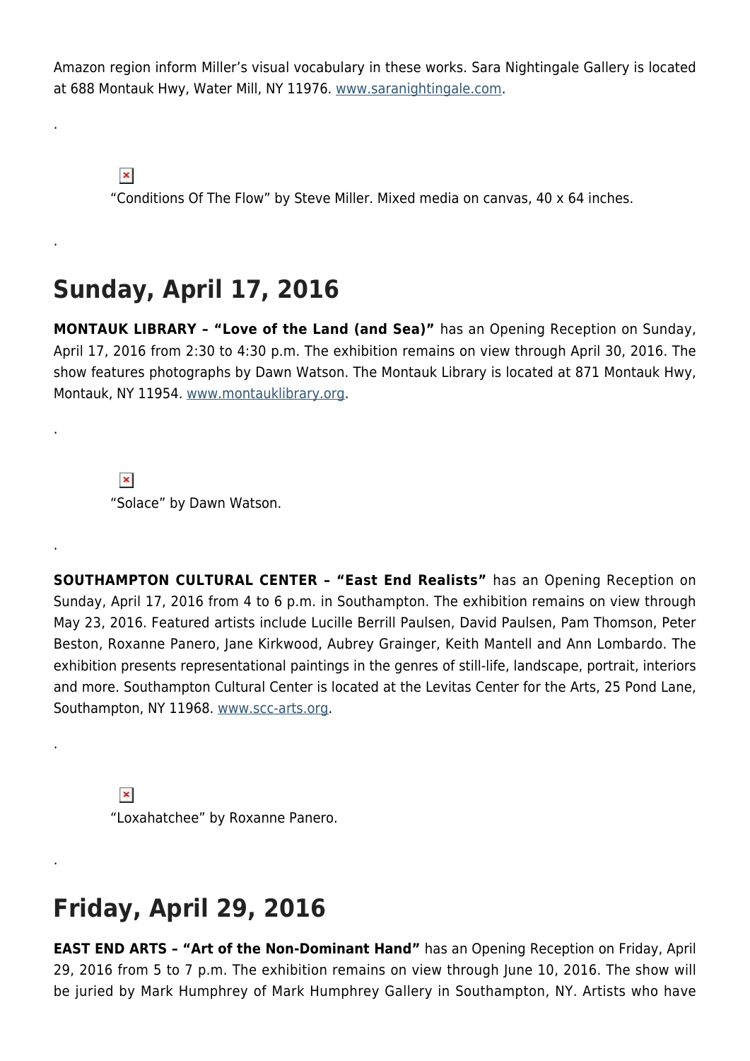Amazon region inform Miller's visual vocabulary in these works. Sara Nightingale Gallery is located at 688 Montauk Hwy, Water Mill, NY 11976. www.saranightingale.com.

.

"Conditions Of The Flow" by Steve Miller. Mixed media on canvas, 40 x 64 inches.

.

## Sunday, April 17, 2016

**MONTAUK LIBRARY – "Love of the Land (and Sea)"** has an Opening Reception on Sunday, April 17, 2016 from 2:30 to 4:30 p.m. The exhibition remains on view through April 30, 2016. The show features photographs by Dawn Watson. The Montauk Library is located at 871 Montauk Hwy, Montauk, NY 11954. www.montauklibrary.org.

.

"Solace" by Dawn Watson.

.

**SOUTHAMPTON CULTURAL CENTER – "East End Realists"** has an Opening Reception on Sunday, April 17, 2016 from 4 to 6 p.m. in Southampton. The exhibition remains on view through May 23, 2016. Featured artists include Lucille Berrill Paulsen, David Paulsen, Pam Thomson, Peter Beston, Roxanne Panero, Jane Kirkwood, Aubrey Grainger, Keith Mantell and Ann Lombardo. The exhibition presents representational paintings in the genres of still-life, landscape, portrait, interiors and more. Southampton Cultural Center is located at the Levitas Center for the Arts, 25 Pond Lane, Southampton, NY 11968. www.scc-arts.org.

.

"Loxahatchee" by Roxanne Panero.

.

## Friday, April 29, 2016

**EAST END ARTS – "Art of the Non-Dominant Hand"** has an Opening Reception on Friday, April 29, 2016 from 5 to 7 p.m. The exhibition remains on view through June 10, 2016. The show will be juried by Mark Humphrey of Mark Humphrey Gallery in Southampton, NY. Artists who have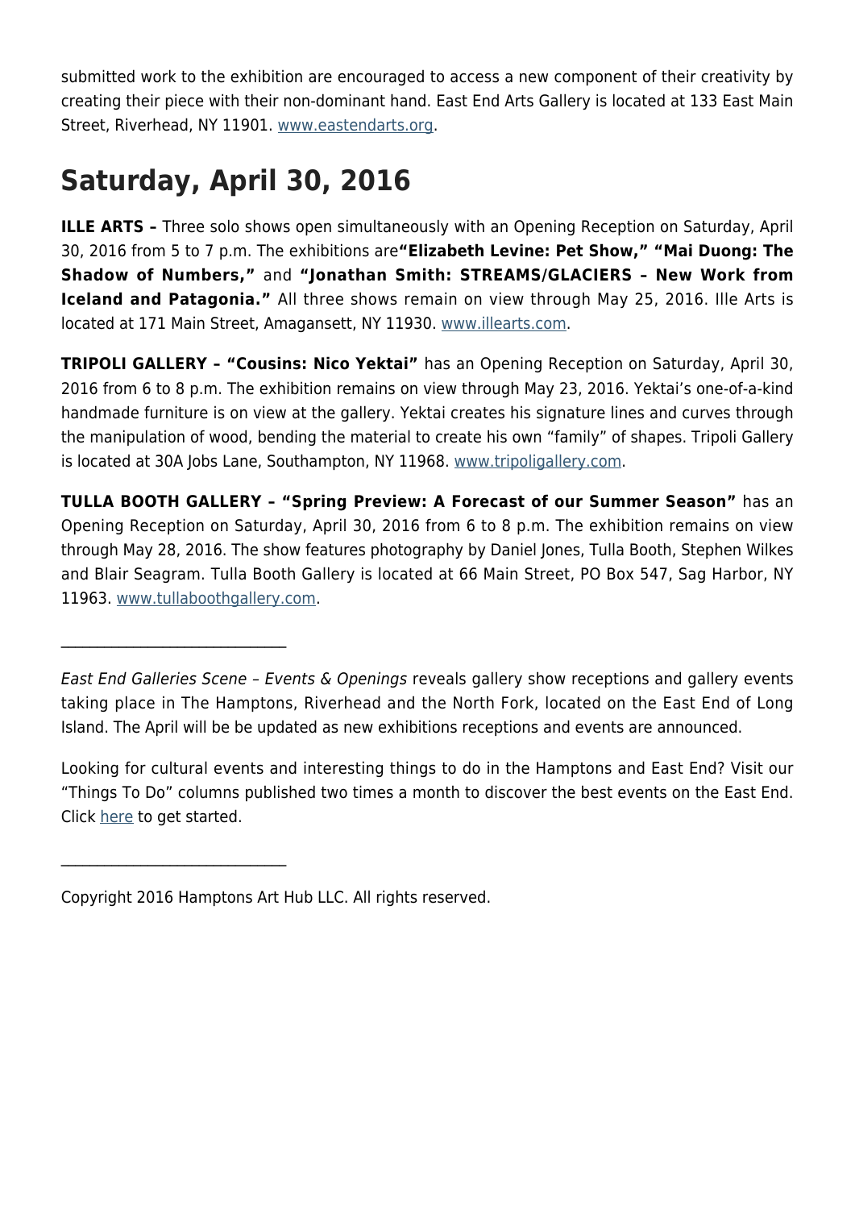submitted work to the exhibition are encouraged to access a new component of their creativity by creating their piece with their non-dominant hand. East End Arts Gallery is located at 133 East Main Street, Riverhead, NY 11901. www.eastendarts.org.

# Saturday, April 30, 2016

**ILLE ARTS –** Three solo shows open simultaneously with an Opening Reception on Saturday, April 30, 2016 from 5 to 7 p.m. The exhibitions are **"Elizabeth Levine: Pet Show," "Mai Duong: The Shadow of Numbers,"** and **"Jonathan Smith: STREAMS/GLACIERS – New Work from Iceland and Patagonia."** All three shows remain on view through May 25, 2016. Ille Arts is located at 171 Main Street, Amagansett, NY 11930. www.illearts.com.

**TRIPOLI GALLERY – "Cousins: Nico Yektai"** has an Opening Reception on Saturday, April 30, 2016 from 6 to 8 p.m. The exhibition remains on view through May 23, 2016. Yektai's one-of-a-kind handmade furniture is on view at the gallery. Yektai creates his signature lines and curves through the manipulation of wood, bending the material to create his own "family" of shapes. Tripoli Gallery is located at 30A Jobs Lane, Southampton, NY 11968. www.tripoligallery.com.

**TULLA BOOTH GALLERY – "Spring Preview: A Forecast of our Summer Season"** has an Opening Reception on Saturday, April 30, 2016 from 6 to 8 p.m. The exhibition remains on view through May 28, 2016. The show features photography by Daniel Jones, Tulla Booth, Stephen Wilkes and Blair Seagram. Tulla Booth Gallery is located at 66 Main Street, PO Box 547, Sag Harbor, NY 11963. www.tullaboothgallery.com.

______________________________

*East End Galleries Scene – Events & Openings* reveals gallery show receptions and gallery events taking place in The Hamptons, Riverhead and the North Fork, located on the East End of Long Island. The April will be be updated as new exhibitions receptions and events are announced.

Looking for cultural events and interesting things to do in the Hamptons and East End? Visit our "Things To Do" columns published two times a month to discover the best events on the East End. Click here to get started.

______________________________

Copyright 2016 Hamptons Art Hub LLC. All rights reserved.